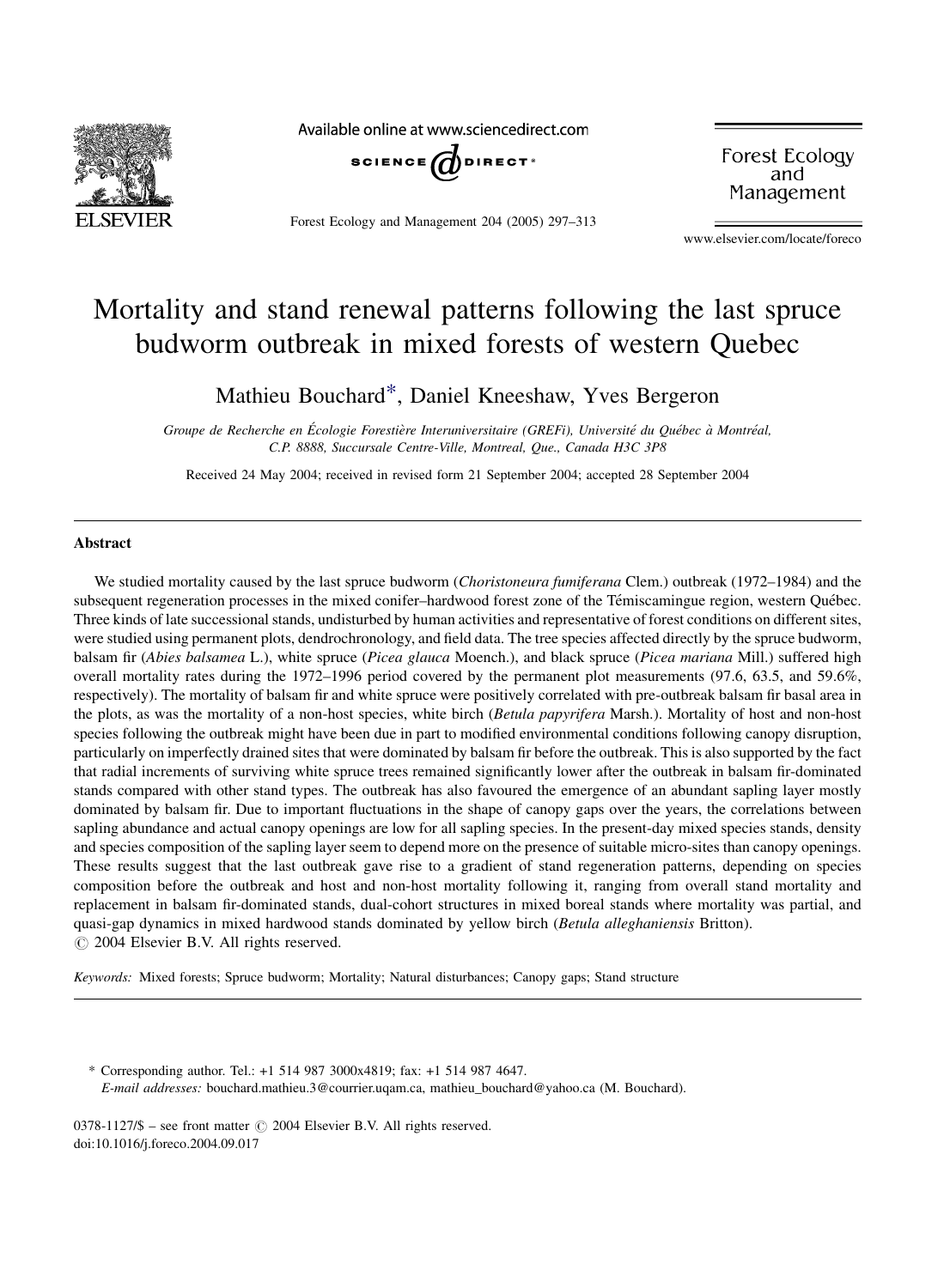# Mortality and stand renewal patterns following the last spruce budworm outbreak in mixed forests of western Quebec

Mathieu Bouchard*, Daniel Kneeshaw, Yves Bergeron

*Groupe de Recherche en Écologie Forestière Interuniversitaire (GREFi), Université du Québec à Montréal, C.P. 8888, Succursale Centre-Ville, Montreal, Que., Canada H3C 3P8*

Received 24 May 2004; received in revised form 21 September 2004; accepted 28 September 2004

## Abstract

We studied mortality caused by the last spruce budworm (*Choristoneura fumiferana* Clem.) outbreak (1972–1984) and the subsequent regeneration processes in the mixed conifer–hardwood forest zone of the Témiscamingue region, western Québec. Three kinds of late successional stands, undisturbed by human activities and representative of forest conditions on different sites, were studied using permanent plots, dendrochronology, and field data. The tree species affected directly by the spruce budworm, balsam fir (*Abies balsamea* L.), white spruce (*Picea glauca* Moench.), and black spruce (*Picea mariana* Mill.) suffered high overall mortality rates during the 1972–1996 period covered by the permanent plot measurements (97.6, 63.5, and 59.6%, respectively). The mortality of balsam fir and white spruce were positively correlated with pre-outbreak balsam fir basal area in the plots, as was the mortality of a non-host species, white birch (*Betula papyrifera* Marsh.). Mortality of host and non-host species following the outbreak might have been due in part to modified environmental conditions following canopy disruption, particularly on imperfectly drained sites that were dominated by balsam fir before the outbreak. This is also supported by the fact that radial increments of surviving white spruce trees remained significantly lower after the outbreak in balsam fir-dominated stands compared with other stand types. The outbreak has also favoured the emergence of an abundant sapling layer mostly dominated by balsam fir. Due to important fluctuations in the shape of canopy gaps over the years, the correlations between sapling abundance and actual canopy openings are low for all sapling species. In the present-day mixed species stands, density and species composition of the sapling layer seem to depend more on the presence of suitable micro-sites than canopy openings. These results suggest that the last outbreak gave rise to a gradient of stand regeneration patterns, depending on species composition before the outbreak and host and non-host mortality following it, ranging from overall stand mortality and replacement in balsam fir-dominated stands, dual-cohort structures in mixed boreal stands where mortality was partial, and quasi-gap dynamics in mixed hardwood stands dominated by yellow birch (*Betula alleghaniensis* Britton).
© 2004 Elsevier B.V. All rights reserved.

*Keywords:* Mixed forests; Spruce budworm; Mortality; Natural disturbances; Canopy gaps; Stand structure

\* Corresponding author. Tel.: +1 514 987 3000x4819; fax: +1 514 987 4647.
*E-mail addresses:* bouchard.mathieu.3@courrier.uqam.ca, mathieu_bouchard@yahoo.ca (M. Bouchard).

0378-1127/$ – see front matter © 2004 Elsevier B.V. All rights reserved.
doi:10.1016/j.foreco.2004.09.017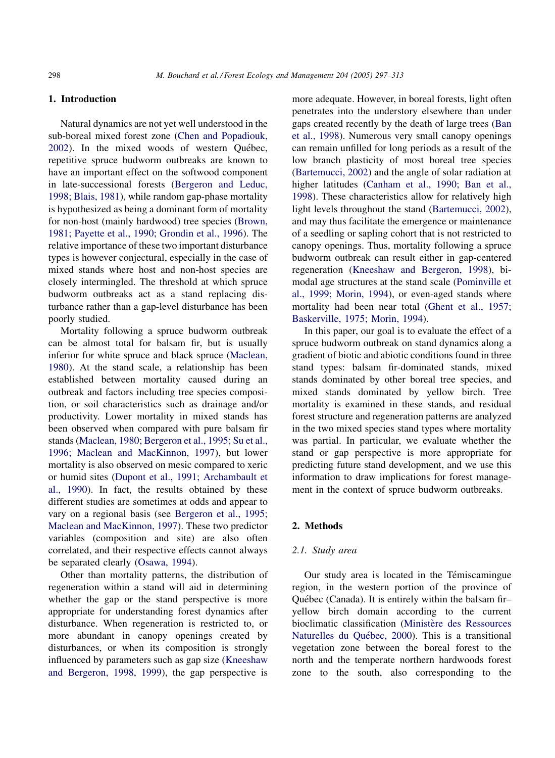## 1. Introduction

Natural dynamics are not yet well understood in the sub-boreal mixed forest zone (Chen and Popadiouk, 2002). In the mixed woods of western Québec, repetitive spruce budworm outbreaks are known to have an important effect on the softwood component in late-successional forests (Bergeron and Leduc, 1998; Blais, 1981), while random gap-phase mortality is hypothesized as being a dominant form of mortality for non-host (mainly hardwood) tree species (Brown, 1981; Payette et al., 1990; Grondin et al., 1996). The relative importance of these two important disturbance types is however conjectural, especially in the case of mixed stands where host and non-host species are closely intermingled. The threshold at which spruce budworm outbreaks act as a stand replacing disturbance rather than a gap-level disturbance has been poorly studied.

Mortality following a spruce budworm outbreak can be almost total for balsam fir, but is usually inferior for white spruce and black spruce (Maclean, 1980). At the stand scale, a relationship has been established between mortality caused during an outbreak and factors including tree species composition, or soil characteristics such as drainage and/or productivity. Lower mortality in mixed stands has been observed when compared with pure balsam fir stands (Maclean, 1980; Bergeron et al., 1995; Su et al., 1996; Maclean and MacKinnon, 1997), but lower mortality is also observed on mesic compared to xeric or humid sites (Dupont et al., 1991; Archambault et al., 1990). In fact, the results obtained by these different studies are sometimes at odds and appear to vary on a regional basis (see Bergeron et al., 1995; Maclean and MacKinnon, 1997). These two predictor variables (composition and site) are also often correlated, and their respective effects cannot always be separated clearly (Osawa, 1994).

Other than mortality patterns, the distribution of regeneration within a stand will aid in determining whether the gap or the stand perspective is more appropriate for understanding forest dynamics after disturbance. When regeneration is restricted to, or more abundant in canopy openings created by disturbances, or when its composition is strongly influenced by parameters such as gap size (Kneeshaw and Bergeron, 1998, 1999), the gap perspective is more adequate. However, in boreal forests, light often penetrates into the understory elsewhere than under gaps created recently by the death of large trees (Ban et al., 1998). Numerous very small canopy openings can remain unfilled for long periods as a result of the low branch plasticity of most boreal tree species (Bartemucci, 2002) and the angle of solar radiation at higher latitudes (Canham et al., 1990; Ban et al., 1998). These characteristics allow for relatively high light levels throughout the stand (Bartemucci, 2002), and may thus facilitate the emergence or maintenance of a seedling or sapling cohort that is not restricted to canopy openings. Thus, mortality following a spruce budworm outbreak can result either in gap-centered regeneration (Kneeshaw and Bergeron, 1998), bi-modal age structures at the stand scale (Pominville et al., 1999; Morin, 1994), or even-aged stands where mortality had been near total (Ghent et al., 1957; Baskerville, 1975; Morin, 1994).

In this paper, our goal is to evaluate the effect of a spruce budworm outbreak on stand dynamics along a gradient of biotic and abiotic conditions found in three stand types: balsam fir-dominated stands, mixed stands dominated by other boreal tree species, and mixed stands dominated by yellow birch. Tree mortality is examined in these stands, and residual forest structure and regeneration patterns are analyzed in the two mixed species stand types where mortality was partial. In particular, we evaluate whether the stand or gap perspective is more appropriate for predicting future stand development, and we use this information to draw implications for forest management in the context of spruce budworm outbreaks.

## 2. Methods

### 2.1. Study area

Our study area is located in the Témiscamingue region, in the western portion of the province of Québec (Canada). It is entirely within the balsam fir–yellow birch domain according to the current bioclimatic classification (Ministère des Ressources Naturelles du Québec, 2000). This is a transitional vegetation zone between the boreal forest to the north and the temperate northern hardwoods forest zone to the south, also corresponding to the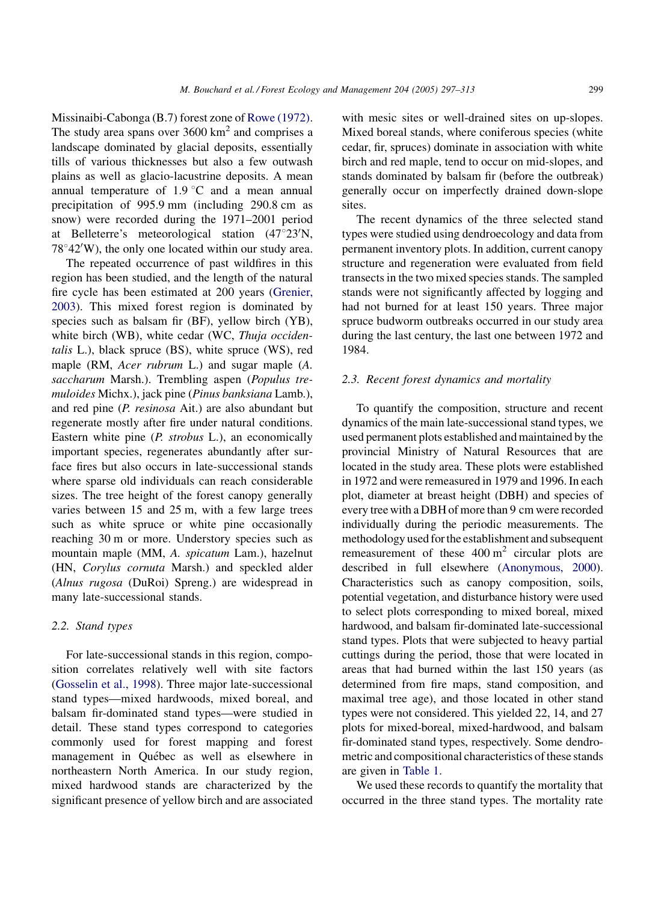Missinaibi-Cabonga (B.7) forest zone of Rowe (1972). The study area spans over 3600 km$^2$ and comprises a landscape dominated by glacial deposits, essentially tills of various thicknesses but also a few outwash plains as well as glacio-lacustrine deposits. A mean annual temperature of 1.9 °C and a mean annual precipitation of 995.9 mm (including 290.8 cm as snow) were recorded during the 1971–2001 period at Belleterre's meteorological station (47°23′N, 78°42′W), the only one located within our study area.

The repeated occurrence of past wildfires in this region has been studied, and the length of the natural fire cycle has been estimated at 200 years (Grenier, 2003). This mixed forest region is dominated by species such as balsam fir (BF), yellow birch (YB), white birch (WB), white cedar (WC, *Thuja occidentalis* L.), black spruce (BS), white spruce (WS), red maple (RM, *Acer rubrum* L.) and sugar maple (*A. saccharum* Marsh.). Trembling aspen (*Populus tremuloides* Michx.), jack pine (*Pinus banksiana* Lamb.), and red pine (*P. resinosa* Ait.) are also abundant but regenerate mostly after fire under natural conditions. Eastern white pine (*P. strobus* L.), an economically important species, regenerates abundantly after surface fires but also occurs in late-successional stands where sparse old individuals can reach considerable sizes. The tree height of the forest canopy generally varies between 15 and 25 m, with a few large trees such as white spruce or white pine occasionally reaching 30 m or more. Understory species such as mountain maple (MM, *A. spicatum* Lam.), hazelnut (HN, *Corylus cornuta* Marsh.) and speckled alder (*Alnus rugosa* (DuRoi) Spreng.) are widespread in many late-successional stands.

### 2.2. Stand types

For late-successional stands in this region, composition correlates relatively well with site factors (Gosselin et al., 1998). Three major late-successional stand types—mixed hardwoods, mixed boreal, and balsam fir-dominated stand types—were studied in detail. These stand types correspond to categories commonly used for forest mapping and forest management in Québec as well as elsewhere in northeastern North America. In our study region, mixed hardwood stands are characterized by the significant presence of yellow birch and are associated with mesic sites or well-drained sites on up-slopes. Mixed boreal stands, where coniferous species (white cedar, fir, spruces) dominate in association with white birch and red maple, tend to occur on mid-slopes, and stands dominated by balsam fir (before the outbreak) generally occur on imperfectly drained down-slope sites.

The recent dynamics of the three selected stand types were studied using dendroecology and data from permanent inventory plots. In addition, current canopy structure and regeneration were evaluated from field transects in the two mixed species stands. The sampled stands were not significantly affected by logging and had not burned for at least 150 years. Three major spruce budworm outbreaks occurred in our study area during the last century, the last one between 1972 and 1984.

### 2.3. Recent forest dynamics and mortality

To quantify the composition, structure and recent dynamics of the main late-successional stand types, we used permanent plots established and maintained by the provincial Ministry of Natural Resources that are located in the study area. These plots were established in 1972 and were remeasured in 1979 and 1996. In each plot, diameter at breast height (DBH) and species of every tree with a DBH of more than 9 cm were recorded individually during the periodic measurements. The methodology used for the establishment and subsequent remeasurement of these 400 m$^2$ circular plots are described in full elsewhere (Anonymous, 2000). Characteristics such as canopy composition, soils, potential vegetation, and disturbance history were used to select plots corresponding to mixed boreal, mixed hardwood, and balsam fir-dominated late-successional stand types. Plots that were subjected to heavy partial cuttings during the period, those that were located in areas that had burned within the last 150 years (as determined from fire maps, stand composition, and maximal tree age), and those located in other stand types were not considered. This yielded 22, 14, and 27 plots for mixed-boreal, mixed-hardwood, and balsam fir-dominated stand types, respectively. Some dendrometric and compositional characteristics of these stands are given in Table 1.

We used these records to quantify the mortality that occurred in the three stand types. The mortality rate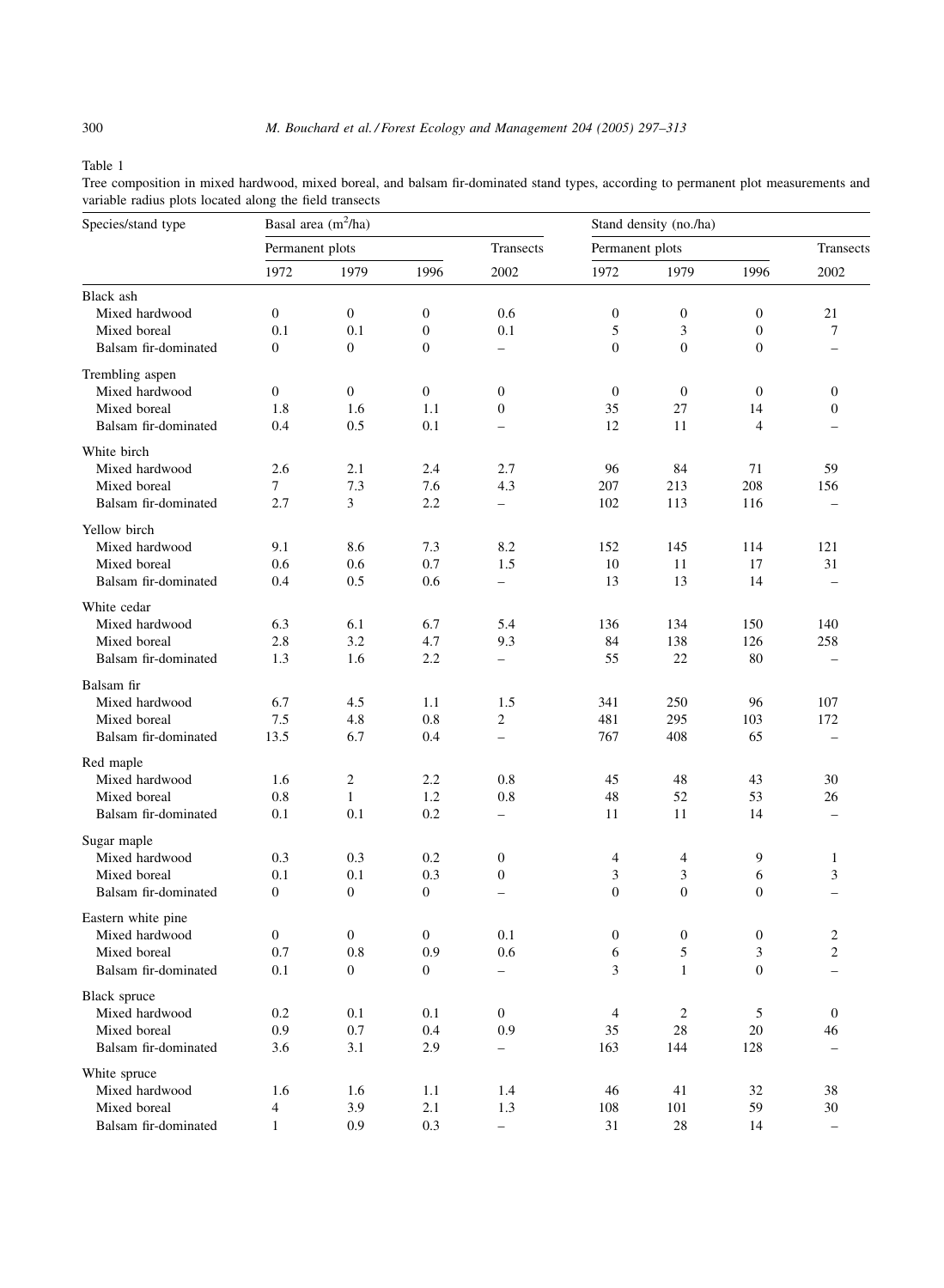Table 1

Tree composition in mixed hardwood, mixed boreal, and balsam fir-dominated stand types, according to permanent plot measurements and variable radius plots located along the field transects

| Species/stand type | Basal area ($m^2$/ha) | | | | Stand density (no./ha) | | | |
|---|---|---|---|---|---|---|---|---|
| | Permanent plots | | | Transects | Permanent plots | | | Transects |
| | 1972 | 1979 | 1996 | 2002 | 1972 | 1979 | 1996 | 2002 |
| Black ash | | | | | | | | |
| Mixed hardwood | 0 | 0 | 0 | 0.6 | 0 | 0 | 0 | 21 |
| Mixed boreal | 0.1 | 0.1 | 0 | 0.1 | 5 | 3 | 0 | 7 |
| Balsam fir-dominated | 0 | 0 | 0 | – | 0 | 0 | 0 | – |
| Trembling aspen | | | | | | | | |
| Mixed hardwood | 0 | 0 | 0 | 0 | 0 | 0 | 0 | 0 |
| Mixed boreal | 1.8 | 1.6 | 1.1 | 0 | 35 | 27 | 14 | 0 |
| Balsam fir-dominated | 0.4 | 0.5 | 0.1 | – | 12 | 11 | 4 | – |
| White birch | | | | | | | | |
| Mixed hardwood | 2.6 | 2.1 | 2.4 | 2.7 | 96 | 84 | 71 | 59 |
| Mixed boreal | 7 | 7.3 | 7.6 | 4.3 | 207 | 213 | 208 | 156 |
| Balsam fir-dominated | 2.7 | 3 | 2.2 | – | 102 | 113 | 116 | – |
| Yellow birch | | | | | | | | |
| Mixed hardwood | 9.1 | 8.6 | 7.3 | 8.2 | 152 | 145 | 114 | 121 |
| Mixed boreal | 0.6 | 0.6 | 0.7 | 1.5 | 10 | 11 | 17 | 31 |
| Balsam fir-dominated | 0.4 | 0.5 | 0.6 | – | 13 | 13 | 14 | – |
| White cedar | | | | | | | | |
| Mixed hardwood | 6.3 | 6.1 | 6.7 | 5.4 | 136 | 134 | 150 | 140 |
| Mixed boreal | 2.8 | 3.2 | 4.7 | 9.3 | 84 | 138 | 126 | 258 |
| Balsam fir-dominated | 1.3 | 1.6 | 2.2 | – | 55 | 22 | 80 | – |
| Balsam fir | | | | | | | | |
| Mixed hardwood | 6.7 | 4.5 | 1.1 | 1.5 | 341 | 250 | 96 | 107 |
| Mixed boreal | 7.5 | 4.8 | 0.8 | 2 | 481 | 295 | 103 | 172 |
| Balsam fir-dominated | 13.5 | 6.7 | 0.4 | – | 767 | 408 | 65 | – |
| Red maple | | | | | | | | |
| Mixed hardwood | 1.6 | 2 | 2.2 | 0.8 | 45 | 48 | 43 | 30 |
| Mixed boreal | 0.8 | 1 | 1.2 | 0.8 | 48 | 52 | 53 | 26 |
| Balsam fir-dominated | 0.1 | 0.1 | 0.2 | – | 11 | 11 | 14 | – |
| Sugar maple | | | | | | | | |
| Mixed hardwood | 0.3 | 0.3 | 0.2 | 0 | 4 | 4 | 9 | 1 |
| Mixed boreal | 0.1 | 0.1 | 0.3 | 0 | 3 | 3 | 6 | 3 |
| Balsam fir-dominated | 0 | 0 | 0 | – | 0 | 0 | 0 | – |
| Eastern white pine | | | | | | | | |
| Mixed hardwood | 0 | 0 | 0 | 0.1 | 0 | 0 | 0 | 2 |
| Mixed boreal | 0.7 | 0.8 | 0.9 | 0.6 | 6 | 5 | 3 | 2 |
| Balsam fir-dominated | 0.1 | 0 | 0 | – | 3 | 1 | 0 | – |
| Black spruce | | | | | | | | |
| Mixed hardwood | 0.2 | 0.1 | 0.1 | 0 | 4 | 2 | 5 | 0 |
| Mixed boreal | 0.9 | 0.7 | 0.4 | 0.9 | 35 | 28 | 20 | 46 |
| Balsam fir-dominated | 3.6 | 3.1 | 2.9 | – | 163 | 144 | 128 | – |
| White spruce | | | | | | | | |
| Mixed hardwood | 1.6 | 1.6 | 1.1 | 1.4 | 46 | 41 | 32 | 38 |
| Mixed boreal | 4 | 3.9 | 2.1 | 1.3 | 108 | 101 | 59 | 30 |
| Balsam fir-dominated | 1 | 0.9 | 0.3 | – | 31 | 28 | 14 | – |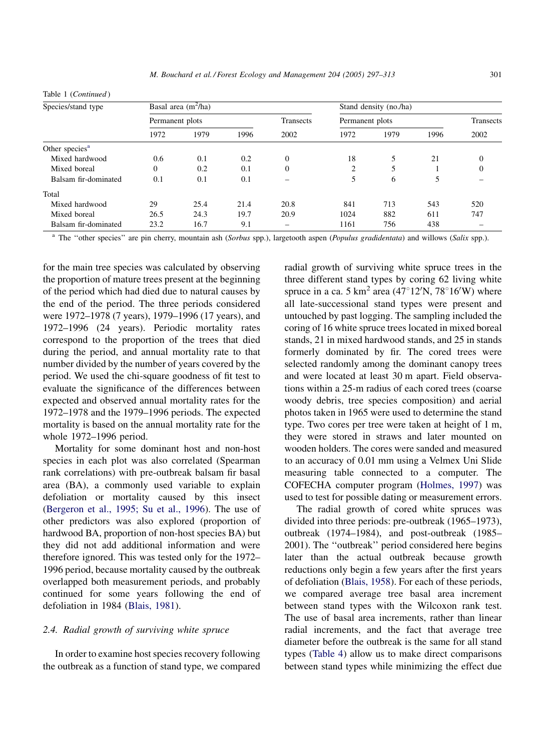Table 1 (*Continued*)

| Species/stand type | Basal area ($m^2$/ha) | | | | Stand density (no./ha) | | | |
|---|---|---|---|---|---|---|---|---|
| | Permanent plots | | | Transects | Permanent plots | | | Transects |
| | 1972 | 1979 | 1996 | 2002 | 1972 | 1979 | 1996 | 2002 |
| Other species[a] | | | | | | | | |
| Mixed hardwood | 0.6 | 0.1 | 0.2 | 0 | 18 | 5 | 21 | 0 |
| Mixed boreal | 0 | 0.2 | 0.1 | 0 | 2 | 5 | 1 | 0 |
| Balsam fir-dominated | 0.1 | 0.1 | 0.1 | – | 5 | 6 | 5 | – |
| Total | | | | | | | | |
| Mixed hardwood | 29 | 25.4 | 21.4 | 20.8 | 841 | 713 | 543 | 520 |
| Mixed boreal | 26.5 | 24.3 | 19.7 | 20.9 | 1024 | 882 | 611 | 747 |
| Balsam fir-dominated | 23.2 | 16.7 | 9.1 | – | 1161 | 756 | 438 | – |

[a] The ''other species'' are pin cherry, mountain ash (*Sorbus* spp.), largetooth aspen (*Populus gradidentata*) and willows (*Salix* spp.).

for the main tree species was calculated by observing the proportion of mature trees present at the beginning of the period which had died due to natural causes by the end of the period. The three periods considered were 1972–1978 (7 years), 1979–1996 (17 years), and 1972–1996 (24 years). Periodic mortality rates correspond to the proportion of the trees that died during the period, and annual mortality rate to that number divided by the number of years covered by the period. We used the chi-square goodness of fit test to evaluate the significance of the differences between expected and observed annual mortality rates for the 1972–1978 and the 1979–1996 periods. The expected mortality is based on the annual mortality rate for the whole 1972–1996 period.

Mortality for some dominant host and non-host species in each plot was also correlated (Spearman rank correlations) with pre-outbreak balsam fir basal area (BA), a commonly used variable to explain defoliation or mortality caused by this insect (Bergeron et al., 1995; Su et al., 1996). The use of other predictors was also explored (proportion of hardwood BA, proportion of non-host species BA) but they did not add additional information and were therefore ignored. This was tested only for the 1972–1996 period, because mortality caused by the outbreak overlapped both measurement periods, and probably continued for some years following the end of defoliation in 1984 (Blais, 1981).

### 2.4. Radial growth of surviving white spruce

In order to examine host species recovery following the outbreak as a function of stand type, we compared radial growth of surviving white spruce trees in the three different stand types by coring 62 living white spruce in a ca. 5 $km^2$ area (47°12′N, 78°16′W) where all late-successional stand types were present and untouched by past logging. The sampling included the coring of 16 white spruce trees located in mixed boreal stands, 21 in mixed hardwood stands, and 25 in stands formerly dominated by fir. The cored trees were selected randomly among the dominant canopy trees and were located at least 30 m apart. Field observations within a 25-m radius of each cored trees (coarse woody debris, tree species composition) and aerial photos taken in 1965 were used to determine the stand type. Two cores per tree were taken at height of 1 m, they were stored in straws and later mounted on wooden holders. The cores were sanded and measured to an accuracy of 0.01 mm using a Velmex Uni Slide measuring table connected to a computer. The COFECHA computer program (Holmes, 1997) was used to test for possible dating or measurement errors.

The radial growth of cored white spruces was divided into three periods: pre-outbreak (1965–1973), outbreak (1974–1984), and post-outbreak (1985–2001). The ''outbreak'' period considered here begins later than the actual outbreak because growth reductions only begin a few years after the first years of defoliation (Blais, 1958). For each of these periods, we compared average tree basal area increment between stand types with the Wilcoxon rank test. The use of basal area increments, rather than linear radial increments, and the fact that average tree diameter before the outbreak is the same for all stand types (Table 4) allow us to make direct comparisons between stand types while minimizing the effect due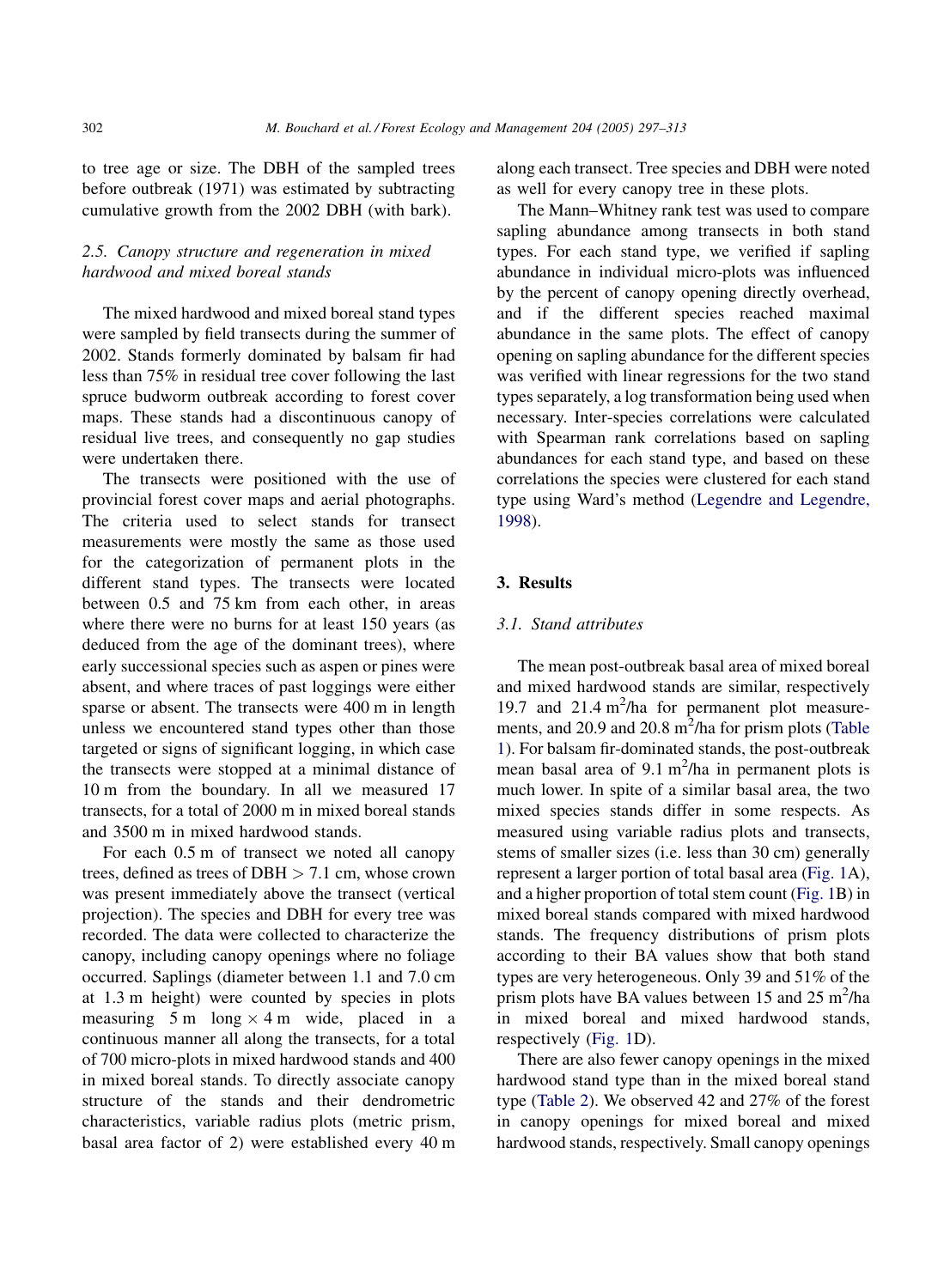to tree age or size. The DBH of the sampled trees before outbreak (1971) was estimated by subtracting cumulative growth from the 2002 DBH (with bark).

### 2.5. Canopy structure and regeneration in mixed hardwood and mixed boreal stands

The mixed hardwood and mixed boreal stand types were sampled by field transects during the summer of 2002. Stands formerly dominated by balsam fir had less than 75% in residual tree cover following the last spruce budworm outbreak according to forest cover maps. These stands had a discontinuous canopy of residual live trees, and consequently no gap studies were undertaken there.

The transects were positioned with the use of provincial forest cover maps and aerial photographs. The criteria used to select stands for transect measurements were mostly the same as those used for the categorization of permanent plots in the different stand types. The transects were located between 0.5 and 75 km from each other, in areas where there were no burns for at least 150 years (as deduced from the age of the dominant trees), where early successional species such as aspen or pines were absent, and where traces of past loggings were either sparse or absent. The transects were 400 m in length unless we encountered stand types other than those targeted or signs of significant logging, in which case the transects were stopped at a minimal distance of 10 m from the boundary. In all we measured 17 transects, for a total of 2000 m in mixed boreal stands and 3500 m in mixed hardwood stands.

For each 0.5 m of transect we noted all canopy trees, defined as trees of DBH > 7.1 cm, whose crown was present immediately above the transect (vertical projection). The species and DBH for every tree was recorded. The data were collected to characterize the canopy, including canopy openings where no foliage occurred. Saplings (diameter between 1.1 and 7.0 cm at 1.3 m height) were counted by species in plots measuring 5 m long × 4 m wide, placed in a continuous manner all along the transects, for a total of 700 micro-plots in mixed hardwood stands and 400 in mixed boreal stands. To directly associate canopy structure of the stands and their dendrometric characteristics, variable radius plots (metric prism, basal area factor of 2) were established every 40 m along each transect. Tree species and DBH were noted as well for every canopy tree in these plots.

The Mann–Whitney rank test was used to compare sapling abundance among transects in both stand types. For each stand type, we verified if sapling abundance in individual micro-plots was influenced by the percent of canopy opening directly overhead, and if the different species reached maximal abundance in the same plots. The effect of canopy opening on sapling abundance for the different species was verified with linear regressions for the two stand types separately, a log transformation being used when necessary. Inter-species correlations were calculated with Spearman rank correlations based on sapling abundances for each stand type, and based on these correlations the species were clustered for each stand type using Ward's method (Legendre and Legendre, 1998).

## 3. Results

### 3.1. Stand attributes

The mean post-outbreak basal area of mixed boreal and mixed hardwood stands are similar, respectively 19.7 and 21.4 $m^2$/ha for permanent plot measurements, and 20.9 and 20.8 $m^2$/ha for prism plots (Table 1). For balsam fir-dominated stands, the post-outbreak mean basal area of 9.1 $m^2$/ha in permanent plots is much lower. In spite of a similar basal area, the two mixed species stands differ in some respects. As measured using variable radius plots and transects, stems of smaller sizes (i.e. less than 30 cm) generally represent a larger portion of total basal area (Fig. 1A), and a higher proportion of total stem count (Fig. 1B) in mixed boreal stands compared with mixed hardwood stands. The frequency distributions of prism plots according to their BA values show that both stand types are very heterogeneous. Only 39 and 51% of the prism plots have BA values between 15 and 25 $m^2$/ha in mixed boreal and mixed hardwood stands, respectively (Fig. 1D).

There are also fewer canopy openings in the mixed hardwood stand type than in the mixed boreal stand type (Table 2). We observed 42 and 27% of the forest in canopy openings for mixed boreal and mixed hardwood stands, respectively. Small canopy openings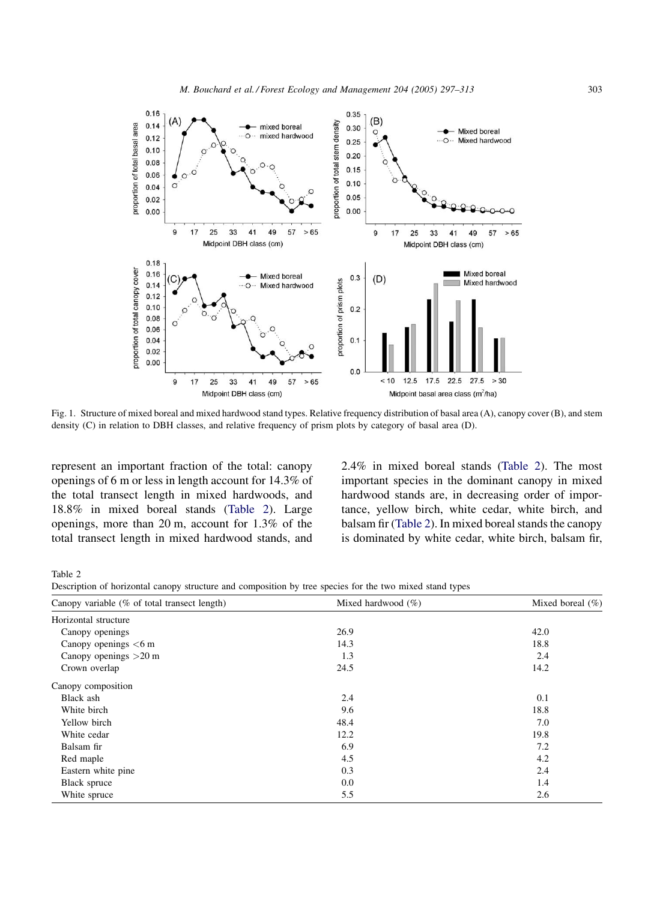Fig. 1. Structure of mixed boreal and mixed hardwood stand types. Relative frequency distribution of basal area (A), canopy cover (B), and stem density (C) in relation to DBH classes, and relative frequency of prism plots by category of basal area (D).

represent an important fraction of the total: canopy openings of 6 m or less in length account for 14.3% of the total transect length in mixed hardwoods, and 18.8% in mixed boreal stands (Table 2). Large openings, more than 20 m, account for 1.3% of the total transect length in mixed hardwood stands, and 2.4% in mixed boreal stands (Table 2). The most important species in the dominant canopy in mixed hardwood stands are, in decreasing order of importance, yellow birch, white cedar, white birch, and balsam fir (Table 2). In mixed boreal stands the canopy is dominated by white cedar, white birch, balsam fir,

Table 2
Description of horizontal canopy structure and composition by tree species for the two mixed stand types

| Canopy variable (% of total transect length) | Mixed hardwood (%) | Mixed boreal (%) |
|---|---|---|
| Horizontal structure | | |
| Canopy openings | 26.9 | 42.0 |
| Canopy openings <6 m | 14.3 | 18.8 |
| Canopy openings >20 m | 1.3 | 2.4 |
| Crown overlap | 24.5 | 14.2 |
| Canopy composition | | |
| Black ash | 2.4 | 0.1 |
| White birch | 9.6 | 18.8 |
| Yellow birch | 48.4 | 7.0 |
| White cedar | 12.2 | 19.8 |
| Balsam fir | 6.9 | 7.2 |
| Red maple | 4.5 | 4.2 |
| Eastern white pine | 0.3 | 2.4 |
| Black spruce | 0.0 | 1.4 |
| White spruce | 5.5 | 2.6 |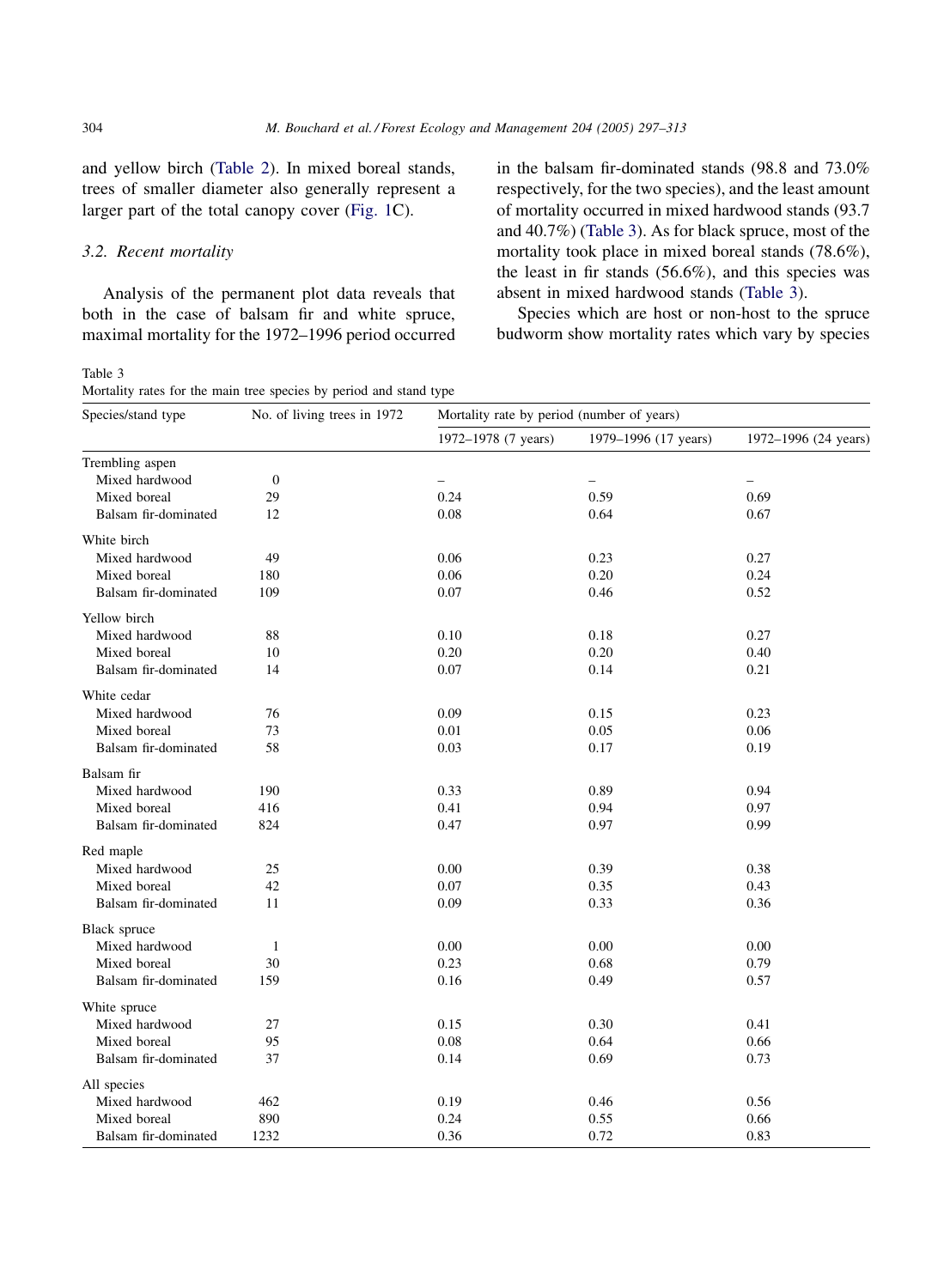and yellow birch (Table 2). In mixed boreal stands, trees of smaller diameter also generally represent a larger part of the total canopy cover (Fig. 1C).

### 3.2. Recent mortality

Analysis of the permanent plot data reveals that both in the case of balsam fir and white spruce, maximal mortality for the 1972–1996 period occurred in the balsam fir-dominated stands (98.8 and 73.0% respectively, for the two species), and the least amount of mortality occurred in mixed hardwood stands (93.7 and 40.7%) (Table 3). As for black spruce, most of the mortality took place in mixed boreal stands (78.6%), the least in fir stands (56.6%), and this species was absent in mixed hardwood stands (Table 3).

Species which are host or non-host to the spruce budworm show mortality rates which vary by species

Table 3
Mortality rates for the main tree species by period and stand type

| Species/stand type | No. of living trees in 1972 | Mortality rate by period (number of years) | | |
|---|---|---|---|---|
| | | 1972–1978 (7 years) | 1979–1996 (17 years) | 1972–1996 (24 years) |
| Trembling aspen | | | | |
| Mixed hardwood | 0 | – | – | – |
| Mixed boreal | 29 | 0.24 | 0.59 | 0.69 |
| Balsam fir-dominated | 12 | 0.08 | 0.64 | 0.67 |
| White birch | | | | |
| Mixed hardwood | 49 | 0.06 | 0.23 | 0.27 |
| Mixed boreal | 180 | 0.06 | 0.20 | 0.24 |
| Balsam fir-dominated | 109 | 0.07 | 0.46 | 0.52 |
| Yellow birch | | | | |
| Mixed hardwood | 88 | 0.10 | 0.18 | 0.27 |
| Mixed boreal | 10 | 0.20 | 0.20 | 0.40 |
| Balsam fir-dominated | 14 | 0.07 | 0.14 | 0.21 |
| White cedar | | | | |
| Mixed hardwood | 76 | 0.09 | 0.15 | 0.23 |
| Mixed boreal | 73 | 0.01 | 0.05 | 0.06 |
| Balsam fir-dominated | 58 | 0.03 | 0.17 | 0.19 |
| Balsam fir | | | | |
| Mixed hardwood | 190 | 0.33 | 0.89 | 0.94 |
| Mixed boreal | 416 | 0.41 | 0.94 | 0.97 |
| Balsam fir-dominated | 824 | 0.47 | 0.97 | 0.99 |
| Red maple | | | | |
| Mixed hardwood | 25 | 0.00 | 0.39 | 0.38 |
| Mixed boreal | 42 | 0.07 | 0.35 | 0.43 |
| Balsam fir-dominated | 11 | 0.09 | 0.33 | 0.36 |
| Black spruce | | | | |
| Mixed hardwood | 1 | 0.00 | 0.00 | 0.00 |
| Mixed boreal | 30 | 0.23 | 0.68 | 0.79 |
| Balsam fir-dominated | 159 | 0.16 | 0.49 | 0.57 |
| White spruce | | | | |
| Mixed hardwood | 27 | 0.15 | 0.30 | 0.41 |
| Mixed boreal | 95 | 0.08 | 0.64 | 0.66 |
| Balsam fir-dominated | 37 | 0.14 | 0.69 | 0.73 |
| All species | | | | |
| Mixed hardwood | 462 | 0.19 | 0.46 | 0.56 |
| Mixed boreal | 890 | 0.24 | 0.55 | 0.66 |
| Balsam fir-dominated | 1232 | 0.36 | 0.72 | 0.83 |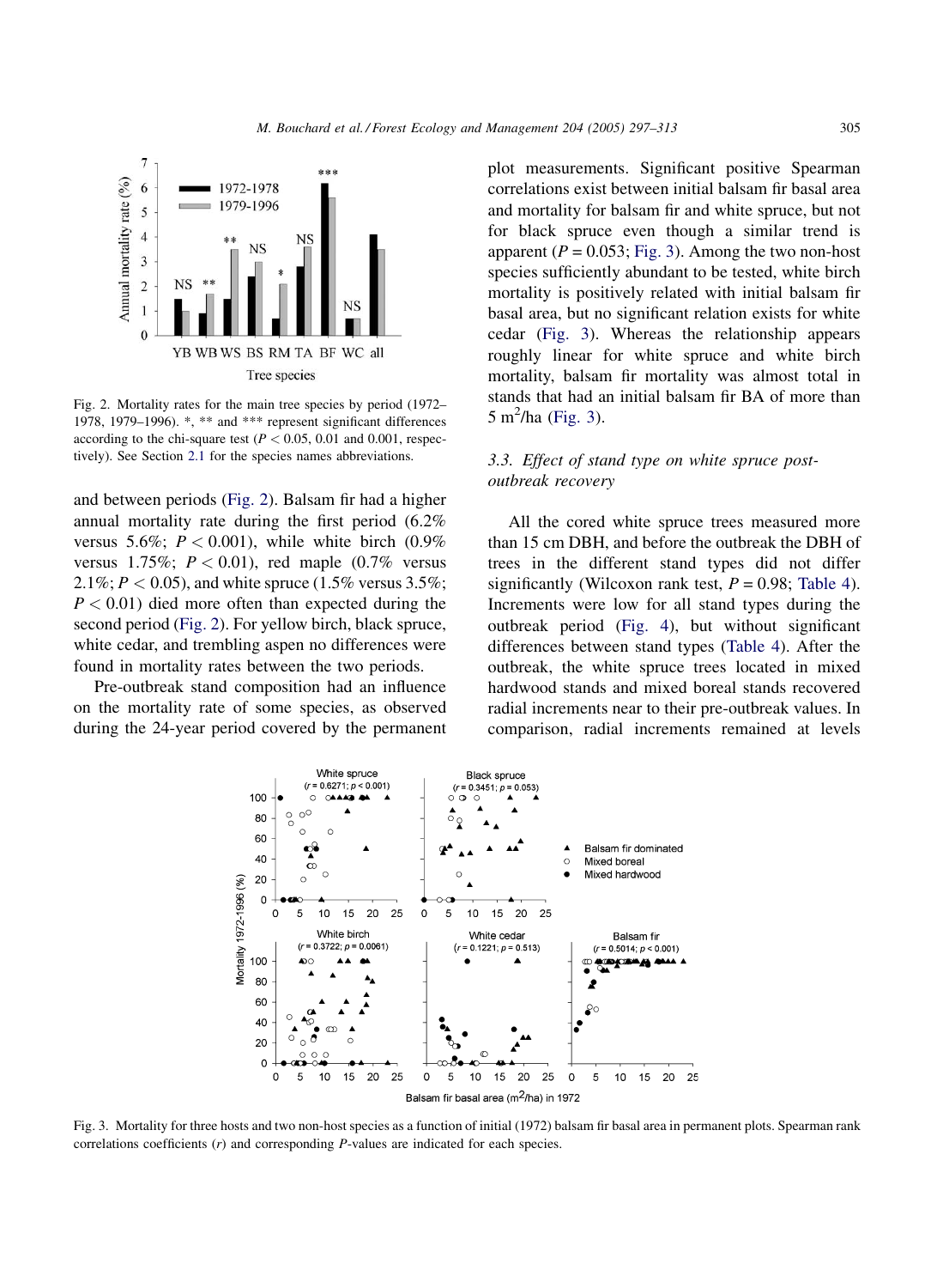Fig. 2. Mortality rates for the main tree species by period (1972–1978, 1979–1996). *, ** and *** represent significant differences according to the chi-square test ($P < 0.05$, 0.01 and 0.001, respectively). See Section 2.1 for the species names abbreviations.

and between periods (Fig. 2). Balsam fir had a higher annual mortality rate during the first period (6.2% versus 5.6%; $P < 0.001$), while white birch (0.9% versus 1.75%; $P < 0.01$), red maple (0.7% versus 2.1%; $P < 0.05$), and white spruce (1.5% versus 3.5%; $P < 0.01$) died more often than expected during the second period (Fig. 2). For yellow birch, black spruce, white cedar, and trembling aspen no differences were found in mortality rates between the two periods.

Pre-outbreak stand composition had an influence on the mortality rate of some species, as observed during the 24-year period covered by the permanent plot measurements. Significant positive Spearman correlations exist between initial balsam fir basal area and mortality for balsam fir and white spruce, but not for black spruce even though a similar trend is apparent ($P = 0.053$; Fig. 3). Among the two non-host species sufficiently abundant to be tested, white birch mortality is positively related with initial balsam fir basal area, but no significant relation exists for white cedar (Fig. 3). Whereas the relationship appears roughly linear for white spruce and white birch mortality, balsam fir mortality was almost total in stands that had an initial balsam fir BA of more than 5 $m^2$/ha (Fig. 3).

### 3.3. Effect of stand type on white spruce post-outbreak recovery

All the cored white spruce trees measured more than 15 cm DBH, and before the outbreak the DBH of trees in the different stand types did not differ significantly (Wilcoxon rank test, $P = 0.98$; Table 4). Increments were low for all stand types during the outbreak period (Fig. 4), but without significant differences between stand types (Table 4). After the outbreak, the white spruce trees located in mixed hardwood stands and mixed boreal stands recovered radial increments near to their pre-outbreak values. In comparison, radial increments remained at levels

Fig. 3. Mortality for three hosts and two non-host species as a function of initial (1972) balsam fir basal area in permanent plots. Spearman rank correlations coefficients ($r$) and corresponding $P$-values are indicated for each species.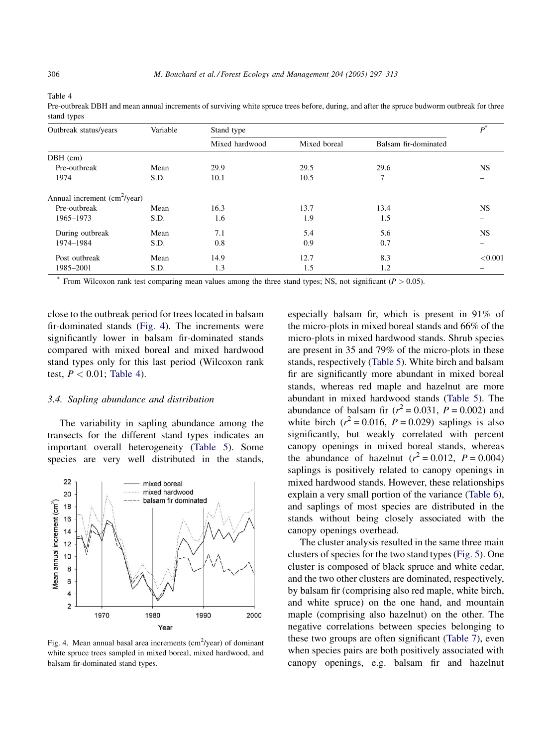Table 4
Pre-outbreak DBH and mean annual increments of surviving white spruce trees before, during, and after the spruce budworm outbreak for three stand types

| Outbreak status/years | Variable | Stand type | | | $P^*$ |
|---|---|---|---|---|---|
| | | Mixed hardwood | Mixed boreal | Balsam fir-dominated | |
| DBH (cm) | | | | | |
| Pre-outbreak | Mean | 29.9 | 29.5 | 29.6 | NS |
| 1974 | S.D. | 10.1 | 10.5 | 7 | – |
| Annual increment (cm$^2$/year) | | | | | |
| Pre-outbreak | Mean | 16.3 | 13.7 | 13.4 | NS |
| 1965–1973 | S.D. | 1.6 | 1.9 | 1.5 | – |
| During outbreak | Mean | 7.1 | 5.4 | 5.6 | NS |
| 1974–1984 | S.D. | 0.8 | 0.9 | 0.7 | – |
| Post outbreak | Mean | 14.9 | 12.7 | 8.3 | <0.001 |
| 1985–2001 | S.D. | 1.3 | 1.5 | 1.2 | – |

* From Wilcoxon rank test comparing mean values among the three stand types; NS, not significant ($P > 0.05$).

close to the outbreak period for trees located in balsam fir-dominated stands (Fig. 4). The increments were significantly lower in balsam fir-dominated stands compared with mixed boreal and mixed hardwood stand types only for this last period (Wilcoxon rank test, $P < 0.01$; Table 4).

### 3.4. Sapling abundance and distribution

The variability in sapling abundance among the transects for the different stand types indicates an important overall heterogeneity (Table 5). Some species are very well distributed in the stands,

Fig. 4. Mean annual basal area increments (cm$^2$/year) of dominant white spruce trees sampled in mixed boreal, mixed hardwood, and balsam fir-dominated stand types.

especially balsam fir, which is present in 91% of the micro-plots in mixed boreal stands and 66% of the micro-plots in mixed hardwood stands. Shrub species are present in 35 and 79% of the micro-plots in these stands, respectively (Table 5). White birch and balsam fir are significantly more abundant in mixed boreal stands, whereas red maple and hazelnut are more abundant in mixed hardwood stands (Table 5). The abundance of balsam fir ($r^2 = 0.031$, $P = 0.002$) and white birch ($r^2 = 0.016$, $P = 0.029$) saplings is also significantly, but weakly correlated with percent canopy openings in mixed boreal stands, whereas the abundance of hazelnut ($r^2 = 0.012$, $P = 0.004$) saplings is positively related to canopy openings in mixed hardwood stands. However, these relationships explain a very small portion of the variance (Table 6), and saplings of most species are distributed in the stands without being closely associated with the canopy openings overhead.

The cluster analysis resulted in the same three main clusters of species for the two stand types (Fig. 5). One cluster is composed of black spruce and white cedar, and the two other clusters are dominated, respectively, by balsam fir (comprising also red maple, white birch, and white spruce) on the one hand, and mountain maple (comprising also hazelnut) on the other. The negative correlations between species belonging to these two groups are often significant (Table 7), even when species pairs are both positively associated with canopy openings, e.g. balsam fir and hazelnut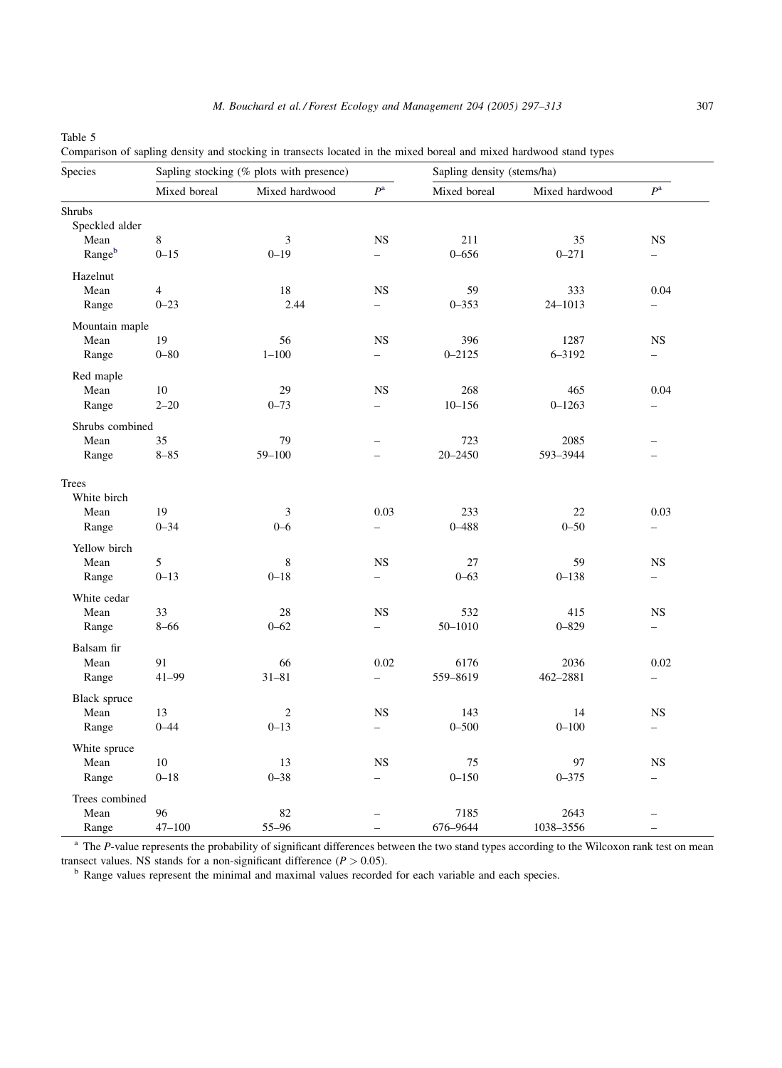Table 5
Comparison of sapling density and stocking in transects located in the mixed boreal and mixed hardwood stand types

| Species | Sapling stocking (% plots with presence) | | | Sapling density (stems/ha) | | |
|---|---|---|---|---|---|---|
| | Mixed boreal | Mixed hardwood | $P$[a] | Mixed boreal | Mixed hardwood | $P$[a] |
| Shrubs | | | | | | |
| Speckled alder | | | | | | |
| Mean | 8 | 3 | NS | 211 | 35 | NS |
| Range[b] | 0–15 | 0–19 | – | 0–656 | 0–271 | – |
| Hazelnut | | | | | | |
| Mean | 4 | 18 | NS | 59 | 333 | 0.04 |
| Range | 0–23 | 2.44 | – | 0–353 | 24–1013 | – |
| Mountain maple | | | | | | |
| Mean | 19 | 56 | NS | 396 | 1287 | NS |
| Range | 0–80 | 1–100 | – | 0–2125 | 6–3192 | – |
| Red maple | | | | | | |
| Mean | 10 | 29 | NS | 268 | 465 | 0.04 |
| Range | 2–20 | 0–73 | – | 10–156 | 0–1263 | – |
| Shrubs combined | | | | | | |
| Mean | 35 | 79 | – | 723 | 2085 | – |
| Range | 8–85 | 59–100 | – | 20–2450 | 593–3944 | – |
| Trees | | | | | | |
| White birch | | | | | | |
| Mean | 19 | 3 | 0.03 | 233 | 22 | 0.03 |
| Range | 0–34 | 0–6 | – | 0–488 | 0–50 | – |
| Yellow birch | | | | | | |
| Mean | 5 | 8 | NS | 27 | 59 | NS |
| Range | 0–13 | 0–18 | – | 0–63 | 0–138 | – |
| White cedar | | | | | | |
| Mean | 33 | 28 | NS | 532 | 415 | NS |
| Range | 8–66 | 0–62 | – | 50–1010 | 0–829 | – |
| Balsam fir | | | | | | |
| Mean | 91 | 66 | 0.02 | 6176 | 2036 | 0.02 |
| Range | 41–99 | 31–81 | – | 559–8619 | 462–2881 | – |
| Black spruce | | | | | | |
| Mean | 13 | 2 | NS | 143 | 14 | NS |
| Range | 0–44 | 0–13 | – | 0–500 | 0–100 | – |
| White spruce | | | | | | |
| Mean | 10 | 13 | NS | 75 | 97 | NS |
| Range | 0–18 | 0–38 | – | 0–150 | 0–375 | – |
| Trees combined | | | | | | |
| Mean | 96 | 82 | – | 7185 | 2643 | – |
| Range | 47–100 | 55–96 | – | 676–9644 | 1038–3556 | – |

[a] The $P$-value represents the probability of significant differences between the two stand types according to the Wilcoxon rank test on mean transect values. NS stands for a non-significant difference ($P > 0.05$).

[b] Range values represent the minimal and maximal values recorded for each variable and each species.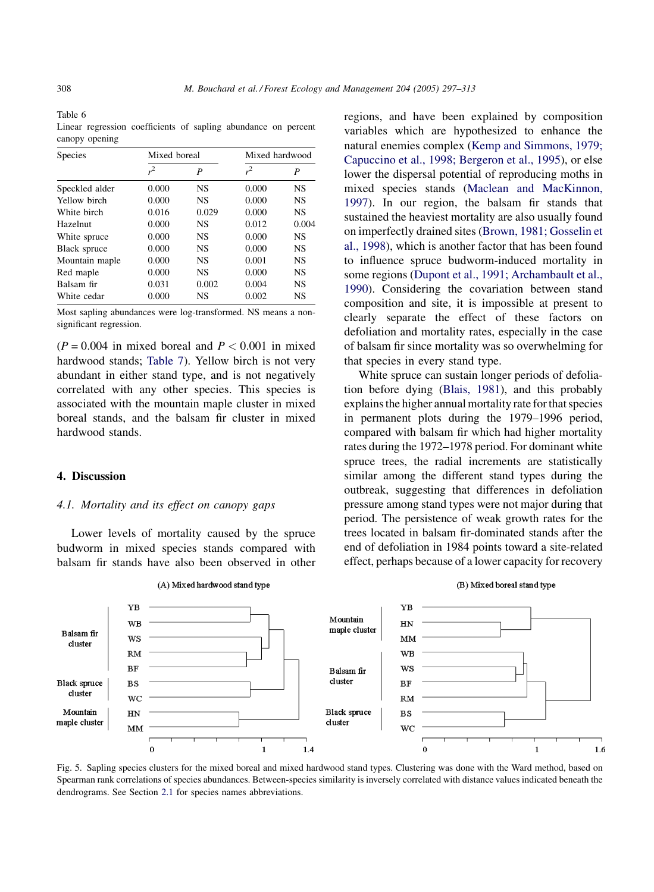Table 6
Linear regression coefficients of sapling abundance on percent canopy opening

| Species | Mixed boreal | | Mixed hardwood | |
|---|---|---|---|---|
| | $r^2$ | $P$ | $r^2$ | $P$ |
| Speckled alder | 0.000 | NS | 0.000 | NS |
| Yellow birch | 0.000 | NS | 0.000 | NS |
| White birch | 0.016 | 0.029 | 0.000 | NS |
| Hazelnut | 0.000 | NS | 0.012 | 0.004 |
| White spruce | 0.000 | NS | 0.000 | NS |
| Black spruce | 0.000 | NS | 0.000 | NS |
| Mountain maple | 0.000 | NS | 0.001 | NS |
| Red maple | 0.000 | NS | 0.000 | NS |
| Balsam fir | 0.031 | 0.002 | 0.004 | NS |
| White cedar | 0.000 | NS | 0.002 | NS |

Most sapling abundances were log-transformed. NS means a non-significant regression.

($P = 0.004$ in mixed boreal and $P < 0.001$ in mixed hardwood stands; Table 7). Yellow birch is not very abundant in either stand type, and is not negatively correlated with any other species. This species is associated with the mountain maple cluster in mixed boreal stands, and the balsam fir cluster in mixed hardwood stands.

## 4. Discussion

### 4.1. Mortality and its effect on canopy gaps

Lower levels of mortality caused by the spruce budworm in mixed species stands compared with balsam fir stands have also been observed in other regions, and have been explained by composition variables which are hypothesized to enhance the natural enemies complex (Kemp and Simmons, 1979; Capuccino et al., 1998; Bergeron et al., 1995), or else lower the dispersal potential of reproducing moths in mixed species stands (Maclean and MacKinnon, 1997). In our region, the balsam fir stands that sustained the heaviest mortality are also usually found on imperfectly drained sites (Brown, 1981; Gosselin et al., 1998), which is another factor that has been found to influence spruce budworm-induced mortality in some regions (Dupont et al., 1991; Archambault et al., 1990). Considering the covariation between stand composition and site, it is impossible at present to clearly separate the effect of these factors on defoliation and mortality rates, especially in the case of balsam fir since mortality was so overwhelming for that species in every stand type.

White spruce can sustain longer periods of defoliation before dying (Blais, 1981), and this probably explains the higher annual mortality rate for that species in permanent plots during the 1979–1996 period, compared with balsam fir which had higher mortality rates during the 1972–1978 period. For dominant white spruce trees, the radial increments are statistically similar among the different stand types during the outbreak, suggesting that differences in defoliation pressure among stand types were not major during that period. The persistence of weak growth rates for the trees located in balsam fir-dominated stands after the end of defoliation in 1984 points toward a site-related effect, perhaps because of a lower capacity for recovery

Fig. 5. Sapling species clusters for the mixed boreal and mixed hardwood stand types. Clustering was done with the Ward method, based on Spearman rank correlations of species abundances. Between-species similarity is inversely correlated with distance values indicated beneath the dendrograms. See Section 2.1 for species names abbreviations.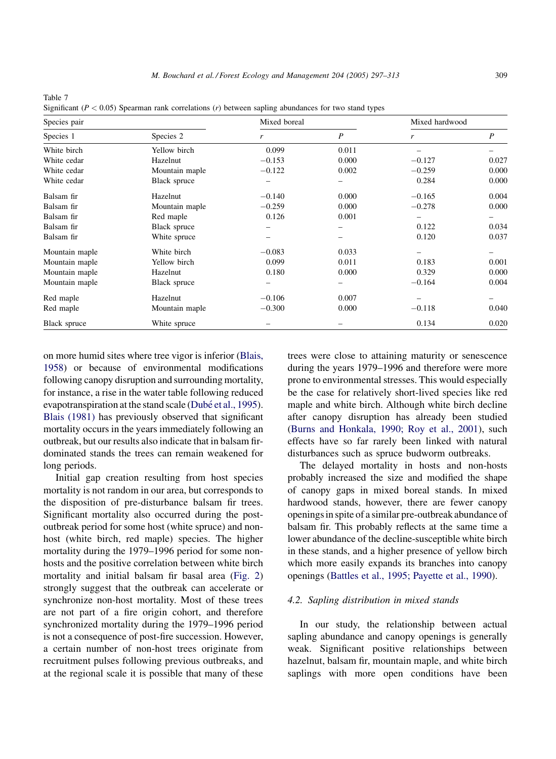Table 7
Significant ($P < 0.05$) Spearman rank correlations ($r$) between sapling abundances for two stand types

| Species pair | | Mixed boreal | | Mixed hardwood | |
|---|---|---|---|---|---|
| Species 1 | Species 2 | $r$ | $P$ | $r$ | $P$ |
| White birch | Yellow birch | 0.099 | 0.011 | – | – |
| White cedar | Hazelnut | −0.153 | 0.000 | −0.127 | 0.027 |
| White cedar | Mountain maple | −0.122 | 0.002 | −0.259 | 0.000 |
| White cedar | Black spruce | – | – | 0.284 | 0.000 |
| Balsam fir | Hazelnut | −0.140 | 0.000 | −0.165 | 0.004 |
| Balsam fir | Mountain maple | −0.259 | 0.000 | −0.278 | 0.000 |
| Balsam fir | Red maple | 0.126 | 0.001 | – | – |
| Balsam fir | Black spruce | – | – | 0.122 | 0.034 |
| Balsam fir | White spruce | – | – | 0.120 | 0.037 |
| Mountain maple | White birch | −0.083 | 0.033 | – | – |
| Mountain maple | Yellow birch | 0.099 | 0.011 | 0.183 | 0.001 |
| Mountain maple | Hazelnut | 0.180 | 0.000 | 0.329 | 0.000 |
| Mountain maple | Black spruce | – | – | −0.164 | 0.004 |
| Red maple | Hazelnut | −0.106 | 0.007 | – | – |
| Red maple | Mountain maple | −0.300 | 0.000 | −0.118 | 0.040 |
| Black spruce | White spruce | – | – | 0.134 | 0.020 |

on more humid sites where tree vigor is inferior (Blais, 1958) or because of environmental modifications following canopy disruption and surrounding mortality, for instance, a rise in the water table following reduced evapotranspiration at the stand scale (Dubé et al., 1995). Blais (1981) has previously observed that significant mortality occurs in the years immediately following an outbreak, but our results also indicate that in balsam fir-dominated stands the trees can remain weakened for long periods.

Initial gap creation resulting from host species mortality is not random in our area, but corresponds to the disposition of pre-disturbance balsam fir trees. Significant mortality also occurred during the post-outbreak period for some host (white spruce) and non-host (white birch, red maple) species. The higher mortality during the 1979–1996 period for some non-hosts and the positive correlation between white birch mortality and initial balsam fir basal area (Fig. 2) strongly suggest that the outbreak can accelerate or synchronize non-host mortality. Most of these trees are not part of a fire origin cohort, and therefore synchronized mortality during the 1979–1996 period is not a consequence of post-fire succession. However, a certain number of non-host trees originate from recruitment pulses following previous outbreaks, and at the regional scale it is possible that many of these trees were close to attaining maturity or senescence during the years 1979–1996 and therefore were more prone to environmental stresses. This would especially be the case for relatively short-lived species like red maple and white birch. Although white birch decline after canopy disruption has already been studied (Burns and Honkala, 1990; Roy et al., 2001), such effects have so far rarely been linked with natural disturbances such as spruce budworm outbreaks.

The delayed mortality in hosts and non-hosts probably increased the size and modified the shape of canopy gaps in mixed boreal stands. In mixed hardwood stands, however, there are fewer canopy openings in spite of a similar pre-outbreak abundance of balsam fir. This probably reflects at the same time a lower abundance of the decline-susceptible white birch in these stands, and a higher presence of yellow birch which more easily expands its branches into canopy openings (Battles et al., 1995; Payette et al., 1990).

### 4.2. Sapling distribution in mixed stands

In our study, the relationship between actual sapling abundance and canopy openings is generally weak. Significant positive relationships between hazelnut, balsam fir, mountain maple, and white birch saplings with more open conditions have been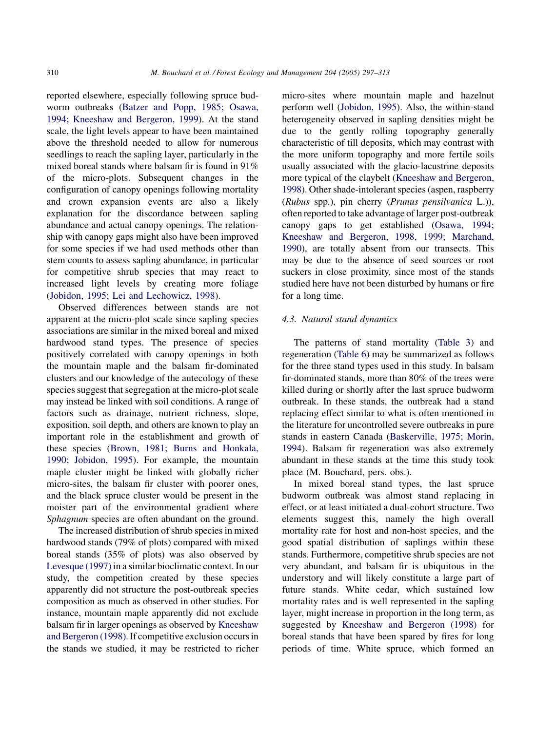reported elsewhere, especially following spruce budworm outbreaks (Batzer and Popp, 1985; Osawa, 1994; Kneeshaw and Bergeron, 1999). At the stand scale, the light levels appear to have been maintained above the threshold needed to allow for numerous seedlings to reach the sapling layer, particularly in the mixed boreal stands where balsam fir is found in 91% of the micro-plots. Subsequent changes in the configuration of canopy openings following mortality and crown expansion events are also a likely explanation for the discordance between sapling abundance and actual canopy openings. The relationship with canopy gaps might also have been improved for some species if we had used methods other than stem counts to assess sapling abundance, in particular for competitive shrub species that may react to increased light levels by creating more foliage (Jobidon, 1995; Lei and Lechowicz, 1998).

Observed differences between stands are not apparent at the micro-plot scale since sapling species associations are similar in the mixed boreal and mixed hardwood stand types. The presence of species positively correlated with canopy openings in both the mountain maple and the balsam fir-dominated clusters and our knowledge of the autecology of these species suggest that segregation at the micro-plot scale may instead be linked with soil conditions. A range of factors such as drainage, nutrient richness, slope, exposition, soil depth, and others are known to play an important role in the establishment and growth of these species (Brown, 1981; Burns and Honkala, 1990; Jobidon, 1995). For example, the mountain maple cluster might be linked with globally richer micro-sites, the balsam fir cluster with poorer ones, and the black spruce cluster would be present in the moister part of the environmental gradient where *Sphagnum* species are often abundant on the ground.

The increased distribution of shrub species in mixed hardwood stands (79% of plots) compared with mixed boreal stands (35% of plots) was also observed by Levesque (1997) in a similar bioclimatic context. In our study, the competition created by these species apparently did not structure the post-outbreak species composition as much as observed in other studies. For instance, mountain maple apparently did not exclude balsam fir in larger openings as observed by Kneeshaw and Bergeron (1998). If competitive exclusion occurs in the stands we studied, it may be restricted to richer micro-sites where mountain maple and hazelnut perform well (Jobidon, 1995). Also, the within-stand heterogeneity observed in sapling densities might be due to the gently rolling topography generally characteristic of till deposits, which may contrast with the more uniform topography and more fertile soils usually associated with the glacio-lacustrine deposits more typical of the claybelt (Kneeshaw and Bergeron, 1998). Other shade-intolerant species (aspen, raspberry (*Rubus* spp.), pin cherry (*Prunus pensilvanica* L.)), often reported to take advantage of larger post-outbreak canopy gaps to get established (Osawa, 1994; Kneeshaw and Bergeron, 1998, 1999; Marchand, 1990), are totally absent from our transects. This may be due to the absence of seed sources or root suckers in close proximity, since most of the stands studied here have not been disturbed by humans or fire for a long time.

### 4.3. Natural stand dynamics

The patterns of stand mortality (Table 3) and regeneration (Table 6) may be summarized as follows for the three stand types used in this study. In balsam fir-dominated stands, more than 80% of the trees were killed during or shortly after the last spruce budworm outbreak. In these stands, the outbreak had a stand replacing effect similar to what is often mentioned in the literature for uncontrolled severe outbreaks in pure stands in eastern Canada (Baskerville, 1975; Morin, 1994). Balsam fir regeneration was also extremely abundant in these stands at the time this study took place (M. Bouchard, pers. obs.).

In mixed boreal stand types, the last spruce budworm outbreak was almost stand replacing in effect, or at least initiated a dual-cohort structure. Two elements suggest this, namely the high overall mortality rate for host and non-host species, and the good spatial distribution of saplings within these stands. Furthermore, competitive shrub species are not very abundant, and balsam fir is ubiquitous in the understory and will likely constitute a large part of future stands. White cedar, which sustained low mortality rates and is well represented in the sapling layer, might increase in proportion in the long term, as suggested by Kneeshaw and Bergeron (1998) for boreal stands that have been spared by fires for long periods of time. White spruce, which formed an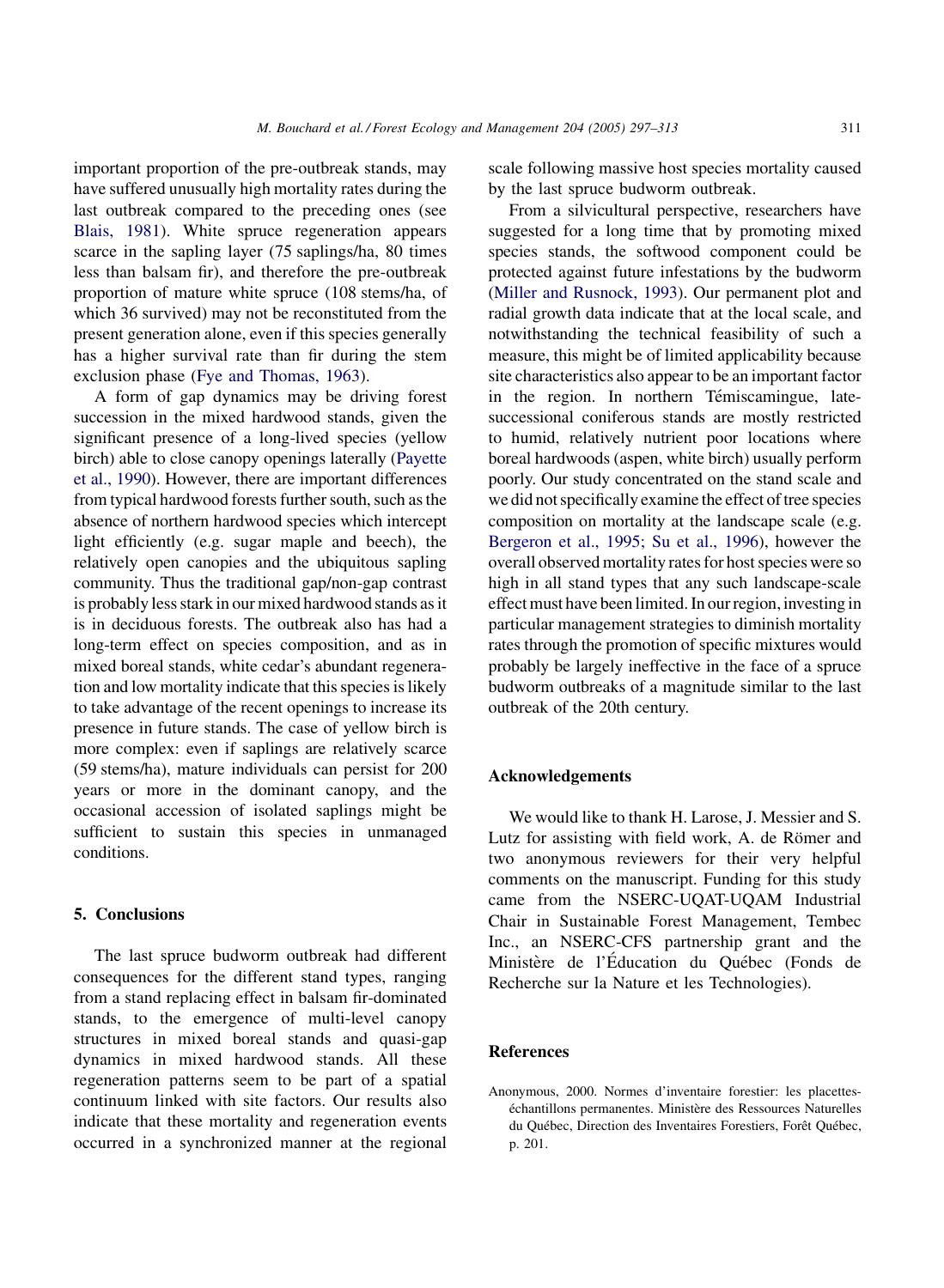important proportion of the pre-outbreak stands, may have suffered unusually high mortality rates during the last outbreak compared to the preceding ones (see Blais, 1981). White spruce regeneration appears scarce in the sapling layer (75 saplings/ha, 80 times less than balsam fir), and therefore the pre-outbreak proportion of mature white spruce (108 stems/ha, of which 36 survived) may not be reconstituted from the present generation alone, even if this species generally has a higher survival rate than fir during the stem exclusion phase (Fye and Thomas, 1963).

A form of gap dynamics may be driving forest succession in the mixed hardwood stands, given the significant presence of a long-lived species (yellow birch) able to close canopy openings laterally (Payette et al., 1990). However, there are important differences from typical hardwood forests further south, such as the absence of northern hardwood species which intercept light efficiently (e.g. sugar maple and beech), the relatively open canopies and the ubiquitous sapling community. Thus the traditional gap/non-gap contrast is probably less stark in our mixed hardwood stands as it is in deciduous forests. The outbreak also has had a long-term effect on species composition, and as in mixed boreal stands, white cedar's abundant regeneration and low mortality indicate that this species is likely to take advantage of the recent openings to increase its presence in future stands. The case of yellow birch is more complex: even if saplings are relatively scarce (59 stems/ha), mature individuals can persist for 200 years or more in the dominant canopy, and the occasional accession of isolated saplings might be sufficient to sustain this species in unmanaged conditions.

## 5. Conclusions

The last spruce budworm outbreak had different consequences for the different stand types, ranging from a stand replacing effect in balsam fir-dominated stands, to the emergence of multi-level canopy structures in mixed boreal stands and quasi-gap dynamics in mixed hardwood stands. All these regeneration patterns seem to be part of a spatial continuum linked with site factors. Our results also indicate that these mortality and regeneration events occurred in a synchronized manner at the regional scale following massive host species mortality caused by the last spruce budworm outbreak.

From a silvicultural perspective, researchers have suggested for a long time that by promoting mixed species stands, the softwood component could be protected against future infestations by the budworm (Miller and Rusnock, 1993). Our permanent plot and radial growth data indicate that at the local scale, and notwithstanding the technical feasibility of such a measure, this might be of limited applicability because site characteristics also appear to be an important factor in the region. In northern Témiscamingue, late-successional coniferous stands are mostly restricted to humid, relatively nutrient poor locations where boreal hardwoods (aspen, white birch) usually perform poorly. Our study concentrated on the stand scale and we did not specifically examine the effect of tree species composition on mortality at the landscape scale (e.g. Bergeron et al., 1995; Su et al., 1996), however the overall observed mortality rates for host species were so high in all stand types that any such landscape-scale effect must have been limited. In our region, investing in particular management strategies to diminish mortality rates through the promotion of specific mixtures would probably be largely ineffective in the face of a spruce budworm outbreaks of a magnitude similar to the last outbreak of the 20th century.

## Acknowledgements

We would like to thank H. Larose, J. Messier and S. Lutz for assisting with field work, A. de Römer and two anonymous reviewers for their very helpful comments on the manuscript. Funding for this study came from the NSERC-UQAT-UQAM Industrial Chair in Sustainable Forest Management, Tembec Inc., an NSERC-CFS partnership grant and the Ministère de l'Éducation du Québec (Fonds de Recherche sur la Nature et les Technologies).

## References

Anonymous, 2000. Normes d'inventaire forestier: les placettes-échantillons permanentes. Ministère des Ressources Naturelles du Québec, Direction des Inventaires Forestiers, Forêt Québec, p. 201.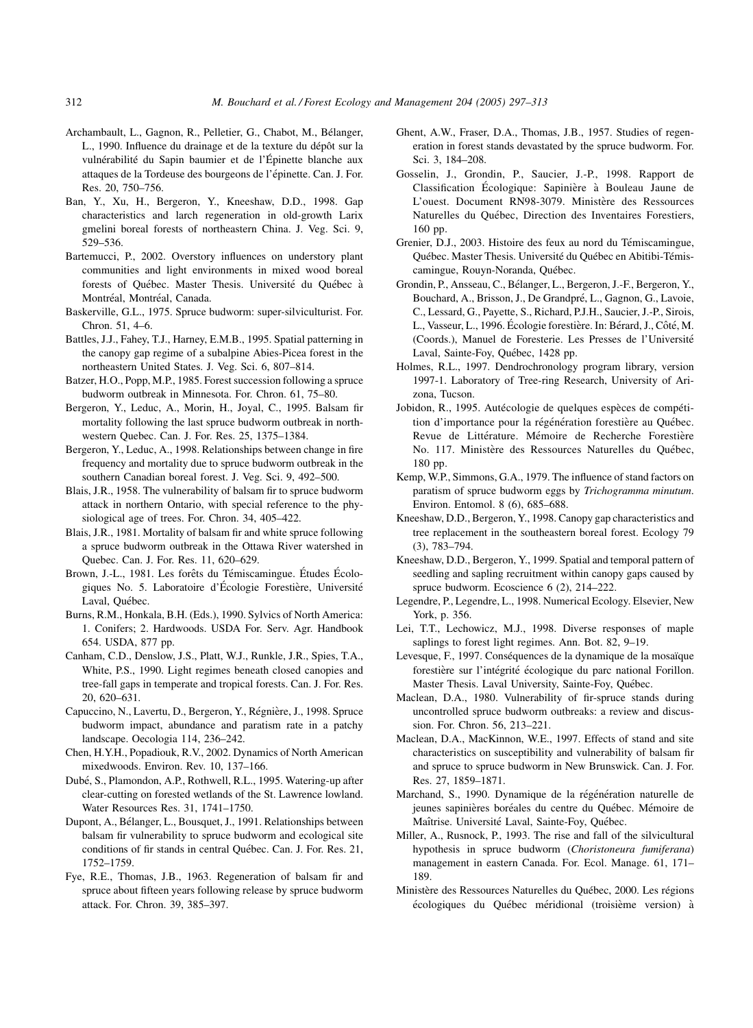Archambault, L., Gagnon, R., Pelletier, G., Chabot, M., Bélanger, L., 1990. Influence du drainage et de la texture du dépôt sur la vulnérabilité du Sapin baumier et de l'Épinette blanche aux attaques de la Tordeuse des bourgeons de l'épinette. Can. J. For. Res. 20, 750–756.

Ban, Y., Xu, H., Bergeron, Y., Kneeshaw, D.D., 1998. Gap characteristics and larch regeneration in old-growth Larix gmelini boreal forests of northeastern China. J. Veg. Sci. 9, 529–536.

Bartemucci, P., 2002. Overstory influences on understory plant communities and light environments in mixed wood boreal forests of Québec. Master Thesis. Université du Québec à Montréal, Montréal, Canada.

Baskerville, G.L., 1975. Spruce budworm: super-silviculturist. For. Chron. 51, 4–6.

Battles, J.J., Fahey, T.J., Harney, E.M.B., 1995. Spatial patterning in the canopy gap regime of a subalpine Abies-Picea forest in the northeastern United States. J. Veg. Sci. 6, 807–814.

Batzer, H.O., Popp, M.P., 1985. Forest succession following a spruce budworm outbreak in Minnesota. For. Chron. 61, 75–80.

Bergeron, Y., Leduc, A., Morin, H., Joyal, C., 1995. Balsam fir mortality following the last spruce budworm outbreak in northwestern Quebec. Can. J. For. Res. 25, 1375–1384.

Bergeron, Y., Leduc, A., 1998. Relationships between change in fire frequency and mortality due to spruce budworm outbreak in the southern Canadian boreal forest. J. Veg. Sci. 9, 492–500.

Blais, J.R., 1958. The vulnerability of balsam fir to spruce budworm attack in northern Ontario, with special reference to the physiological age of trees. For. Chron. 34, 405–422.

Blais, J.R., 1981. Mortality of balsam fir and white spruce following a spruce budworm outbreak in the Ottawa River watershed in Quebec. Can. J. For. Res. 11, 620–629.

Brown, J.-L., 1981. Les forêts du Témiscamingue. Études Écologiques No. 5. Laboratoire d'Écologie Forestière, Université Laval, Québec.

Burns, R.M., Honkala, B.H. (Eds.), 1990. Sylvics of North America: 1. Conifers; 2. Hardwoods. USDA For. Serv. Agr. Handbook 654. USDA, 877 pp.

Canham, C.D., Denslow, J.S., Platt, W.J., Runkle, J.R., Spies, T.A., White, P.S., 1990. Light regimes beneath closed canopies and tree-fall gaps in temperate and tropical forests. Can. J. For. Res. 20, 620–631.

Capuccino, N., Lavertu, D., Bergeron, Y., Régnière, J., 1998. Spruce budworm impact, abundance and paratism rate in a patchy landscape. Oecologia 114, 236–242.

Chen, H.Y.H., Popadiouk, R.V., 2002. Dynamics of North American mixedwoods. Environ. Rev. 10, 137–166.

Dubé, S., Plamondon, A.P., Rothwell, R.L., 1995. Watering-up after clear-cutting on forested wetlands of the St. Lawrence lowland. Water Resources Res. 31, 1741–1750.

Dupont, A., Bélanger, L., Bousquet, J., 1991. Relationships between balsam fir vulnerability to spruce budworm and ecological site conditions of fir stands in central Québec. Can. J. For. Res. 21, 1752–1759.

Fye, R.E., Thomas, J.B., 1963. Regeneration of balsam fir and spruce about fifteen years following release by spruce budworm attack. For. Chron. 39, 385–397.

Ghent, A.W., Fraser, D.A., Thomas, J.B., 1957. Studies of regeneration in forest stands devastated by the spruce budworm. For. Sci. 3, 184–208.

Gosselin, J., Grondin, P., Saucier, J.-P., 1998. Rapport de Classification Écologique: Sapinière à Bouleau Jaune de L'ouest. Document RN98-3079. Ministère des Ressources Naturelles du Québec, Direction des Inventaires Forestiers, 160 pp.

Grenier, D.J., 2003. Histoire des feux au nord du Témiscamingue, Québec. Master Thesis. Université du Québec en Abitibi-Témiscamingue, Rouyn-Noranda, Québec.

Grondin, P., Ansseau, C., Bélanger, L., Bergeron, J.-F., Bergeron, Y., Bouchard, A., Brisson, J., De Grandpré, L., Gagnon, G., Lavoie, C., Lessard, G., Payette, S., Richard, P.J.H., Saucier, J.-P., Sirois, L., Vasseur, L., 1996. Écologie forestière. In: Bérard, J., Côté, M. (Coords.), Manuel de Foresterie. Les Presses de l'Université Laval, Sainte-Foy, Québec, 1428 pp.

Holmes, R.L., 1997. Dendrochronology program library, version 1997-1. Laboratory of Tree-ring Research, University of Arizona, Tucson.

Jobidon, R., 1995. Autécologie de quelques espèces de compétition d'importance pour la régénération forestière au Québec. Revue de Littérature. Mémoire de Recherche Forestière No. 117. Ministère des Ressources Naturelles du Québec, 180 pp.

Kemp, W.P., Simmons, G.A., 1979. The influence of stand factors on paratism of spruce budworm eggs by *Trichogramma minutum*. Environ. Entomol. 8 (6), 685–688.

Kneeshaw, D.D., Bergeron, Y., 1998. Canopy gap characteristics and tree replacement in the southeastern boreal forest. Ecology 79 (3), 783–794.

Kneeshaw, D.D., Bergeron, Y., 1999. Spatial and temporal pattern of seedling and sapling recruitment within canopy gaps caused by spruce budworm. Ecoscience 6 (2), 214–222.

Legendre, P., Legendre, L., 1998. Numerical Ecology. Elsevier, New York, p. 356.

Lei, T.T., Lechowicz, M.J., 1998. Diverse responses of maple saplings to forest light regimes. Ann. Bot. 82, 9–19.

Levesque, F., 1997. Conséquences de la dynamique de la mosaïque forestière sur l'intégrité écologique du parc national Forillon. Master Thesis. Laval University, Sainte-Foy, Québec.

Maclean, D.A., 1980. Vulnerability of fir-spruce stands during uncontrolled spruce budworm outbreaks: a review and discussion. For. Chron. 56, 213–221.

Maclean, D.A., MacKinnon, W.E., 1997. Effects of stand and site characteristics on susceptibility and vulnerability of balsam fir and spruce to spruce budworm in New Brunswick. Can. J. For. Res. 27, 1859–1871.

Marchand, S., 1990. Dynamique de la régénération naturelle de jeunes sapinières boréales du centre du Québec. Mémoire de Maîtrise. Université Laval, Sainte-Foy, Québec.

Miller, A., Rusnock, P., 1993. The rise and fall of the silvicultural hypothesis in spruce budworm (*Choristoneura fumiferana*) management in eastern Canada. For. Ecol. Manage. 61, 171–189.

Ministère des Ressources Naturelles du Québec, 2000. Les régions écologiques du Québec méridional (troisième version) à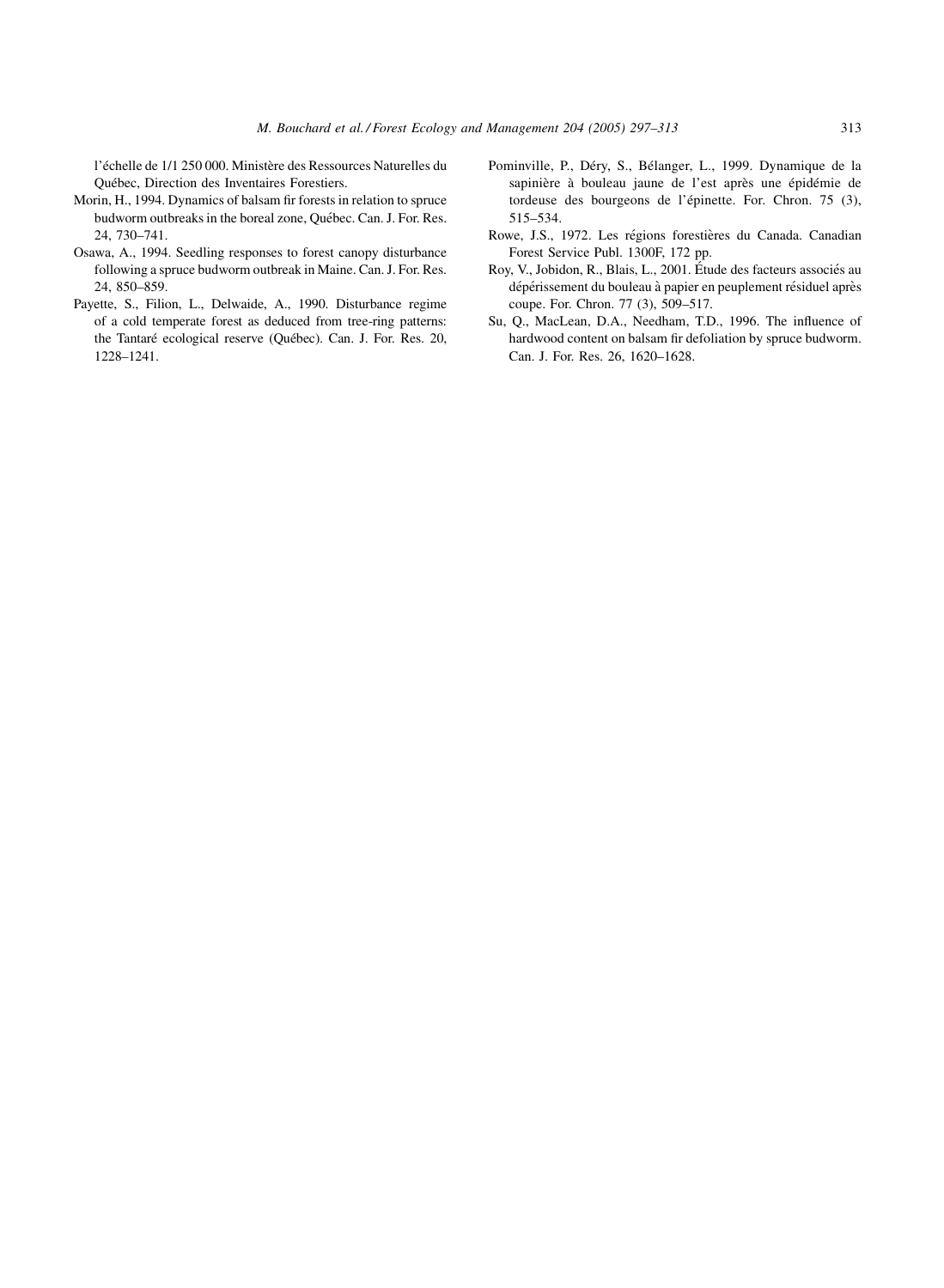l'échelle de 1/1 250 000. Ministère des Ressources Naturelles du Québec, Direction des Inventaires Forestiers.

Morin, H., 1994. Dynamics of balsam fir forests in relation to spruce budworm outbreaks in the boreal zone, Québec. Can. J. For. Res. 24, 730–741.

Osawa, A., 1994. Seedling responses to forest canopy disturbance following a spruce budworm outbreak in Maine. Can. J. For. Res. 24, 850–859.

Payette, S., Filion, L., Delwaide, A., 1990. Disturbance regime of a cold temperate forest as deduced from tree-ring patterns: the Tantaré ecological reserve (Québec). Can. J. For. Res. 20, 1228–1241.

Pominville, P., Déry, S., Bélanger, L., 1999. Dynamique de la sapinière à bouleau jaune de l'est après une épidémie de tordeuse des bourgeons de l'épinette. For. Chron. 75 (3), 515–534.

Rowe, J.S., 1972. Les régions forestières du Canada. Canadian Forest Service Publ. 1300F, 172 pp.

Roy, V., Jobidon, R., Blais, L., 2001. Étude des facteurs associés au dépérissement du bouleau à papier en peuplement résiduel après coupe. For. Chron. 77 (3), 509–517.

Su, Q., MacLean, D.A., Needham, T.D., 1996. The influence of hardwood content on balsam fir defoliation by spruce budworm. Can. J. For. Res. 26, 1620–1628.